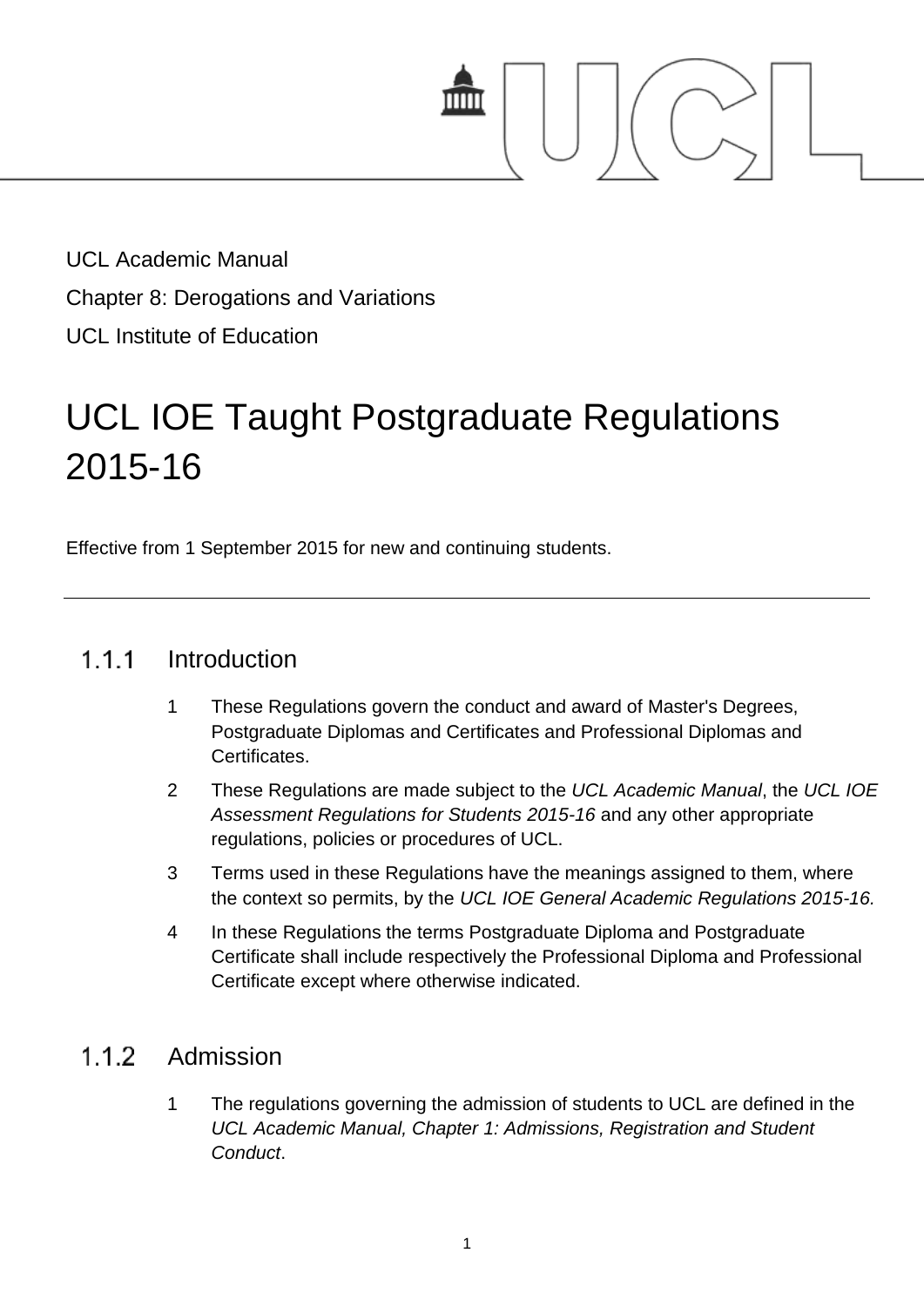UCL Academic Manual

Chapter 8: Derogations and Variations

UCL Institute of Education

# UCL IOE Taught Postgraduate Regulations 2015-16

Effective from 1 September 2015 for new and continuing students.

---

## 1.1.1 Introduction

1. These Regulations govern the conduct and award of Master's Degrees, Postgraduate Diplomas and Certificates and Professional Diplomas and Certificates.
2. These Regulations are made subject to the *UCL Academic Manual*, the *UCL IOE Assessment Regulations for Students 2015-16* and any other appropriate regulations, policies or procedures of UCL.
3. Terms used in these Regulations have the meanings assigned to them, where the context so permits, by the *UCL IOE General Academic Regulations 2015-16*.
4. In these Regulations the terms Postgraduate Diploma and Postgraduate Certificate shall include respectively the Professional Diploma and Professional Certificate except where otherwise indicated.

## 1.1.2 Admission

1. The regulations governing the admission of students to UCL are defined in the *UCL Academic Manual, Chapter 1: Admissions, Registration and Student Conduct*.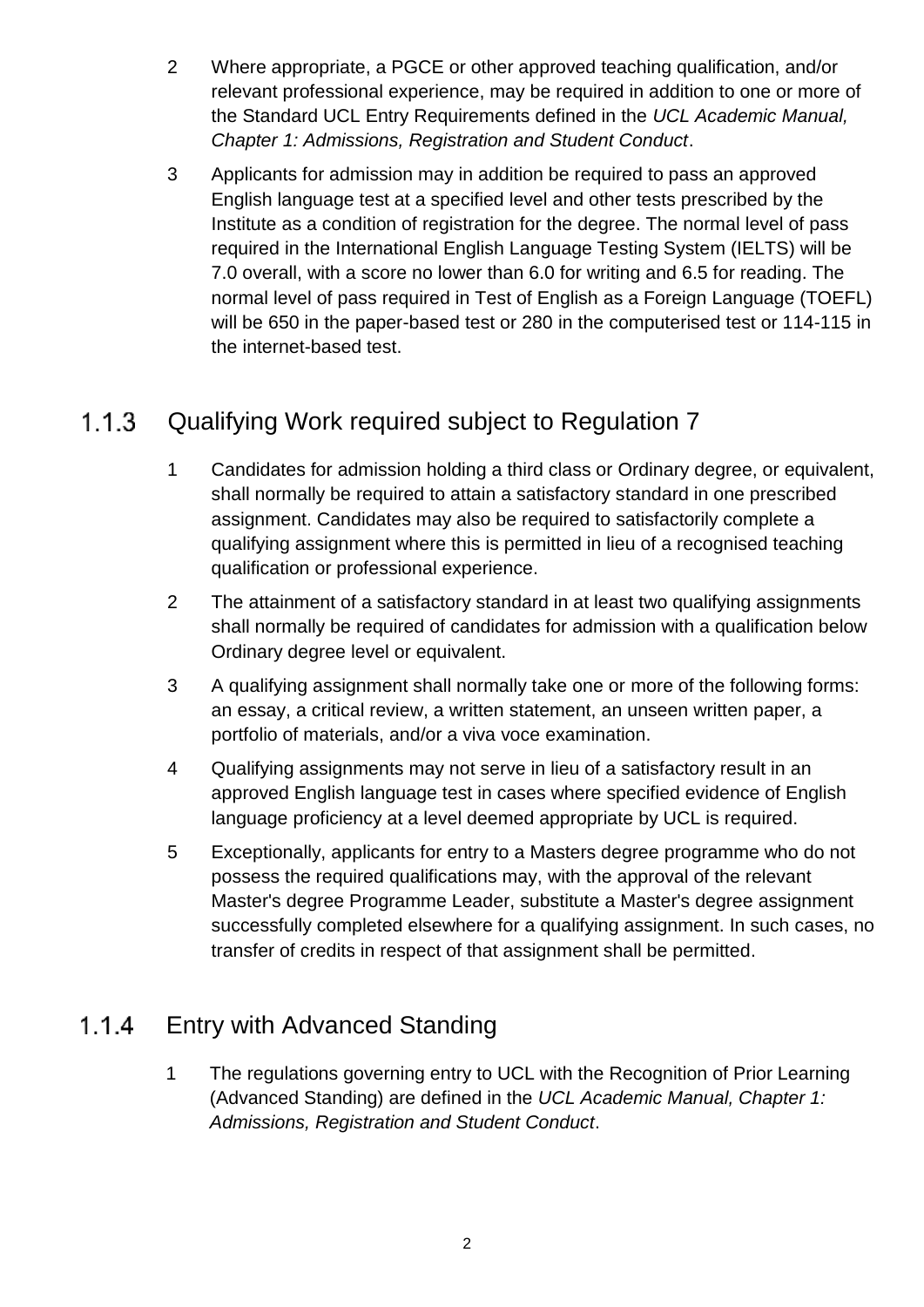2 Where appropriate, a PGCE or other approved teaching qualification, and/or relevant professional experience, may be required in addition to one or more of the Standard UCL Entry Requirements defined in the *UCL Academic Manual, Chapter 1: Admissions, Registration and Student Conduct*.

3 Applicants for admission may in addition be required to pass an approved English language test at a specified level and other tests prescribed by the Institute as a condition of registration for the degree. The normal level of pass required in the International English Language Testing System (IELTS) will be 7.0 overall, with a score no lower than 6.0 for writing and 6.5 for reading. The normal level of pass required in Test of English as a Foreign Language (TOEFL) will be 650 in the paper-based test or 280 in the computerised test or 114-115 in the internet-based test.

### 1.1.3 Qualifying Work required subject to Regulation 7

1 Candidates for admission holding a third class or Ordinary degree, or equivalent, shall normally be required to attain a satisfactory standard in one prescribed assignment. Candidates may also be required to satisfactorily complete a qualifying assignment where this is permitted in lieu of a recognised teaching qualification or professional experience.

2 The attainment of a satisfactory standard in at least two qualifying assignments shall normally be required of candidates for admission with a qualification below Ordinary degree level or equivalent.

3 A qualifying assignment shall normally take one or more of the following forms: an essay, a critical review, a written statement, an unseen written paper, a portfolio of materials, and/or a viva voce examination.

4 Qualifying assignments may not serve in lieu of a satisfactory result in an approved English language test in cases where specified evidence of English language proficiency at a level deemed appropriate by UCL is required.

5 Exceptionally, applicants for entry to a Masters degree programme who do not possess the required qualifications may, with the approval of the relevant Master's degree Programme Leader, substitute a Master's degree assignment successfully completed elsewhere for a qualifying assignment. In such cases, no transfer of credits in respect of that assignment shall be permitted.

### 1.1.4 Entry with Advanced Standing

1 The regulations governing entry to UCL with the Recognition of Prior Learning (Advanced Standing) are defined in the *UCL Academic Manual, Chapter 1: Admissions, Registration and Student Conduct*.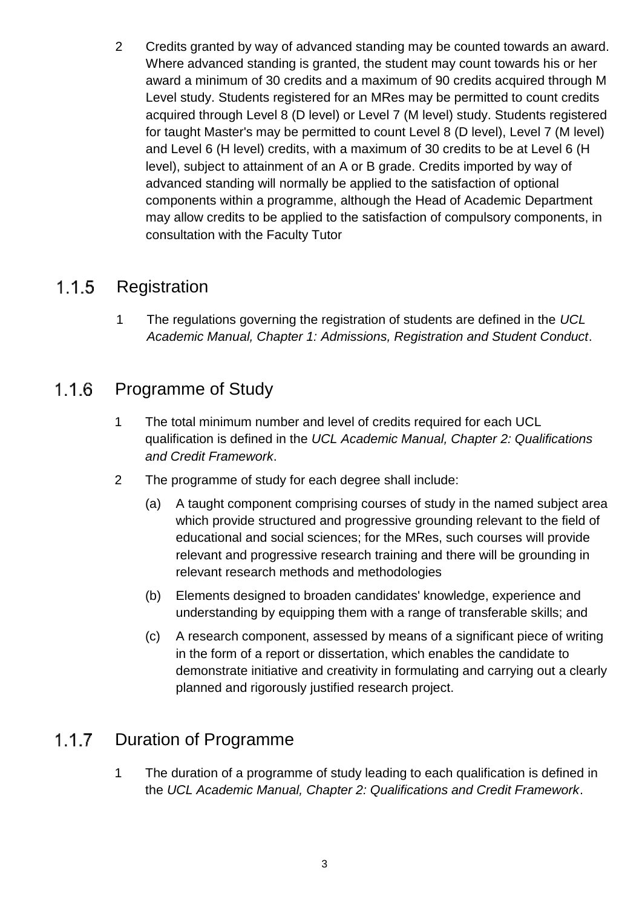2 Credits granted by way of advanced standing may be counted towards an award. Where advanced standing is granted, the student may count towards his or her award a minimum of 30 credits and a maximum of 90 credits acquired through M Level study. Students registered for an MRes may be permitted to count credits acquired through Level 8 (D level) or Level 7 (M level) study. Students registered for taught Master's may be permitted to count Level 8 (D level), Level 7 (M level) and Level 6 (H level) credits, with a maximum of 30 credits to be at Level 6 (H level), subject to attainment of an A or B grade. Credits imported by way of advanced standing will normally be applied to the satisfaction of optional components within a programme, although the Head of Academic Department may allow credits to be applied to the satisfaction of compulsory components, in consultation with the Faculty Tutor

### 1.1.5 Registration

1 The regulations governing the registration of students are defined in the *UCL Academic Manual, Chapter 1: Admissions, Registration and Student Conduct*.

### 1.1.6 Programme of Study

1 The total minimum number and level of credits required for each UCL qualification is defined in the *UCL Academic Manual, Chapter 2: Qualifications and Credit Framework*.

2 The programme of study for each degree shall include:

(a) A taught component comprising courses of study in the named subject area which provide structured and progressive grounding relevant to the field of educational and social sciences; for the MRes, such courses will provide relevant and progressive research training and there will be grounding in relevant research methods and methodologies

(b) Elements designed to broaden candidates' knowledge, experience and understanding by equipping them with a range of transferable skills; and

(c) A research component, assessed by means of a significant piece of writing in the form of a report or dissertation, which enables the candidate to demonstrate initiative and creativity in formulating and carrying out a clearly planned and rigorously justified research project.

### 1.1.7 Duration of Programme

1 The duration of a programme of study leading to each qualification is defined in the *UCL Academic Manual, Chapter 2: Qualifications and Credit Framework*.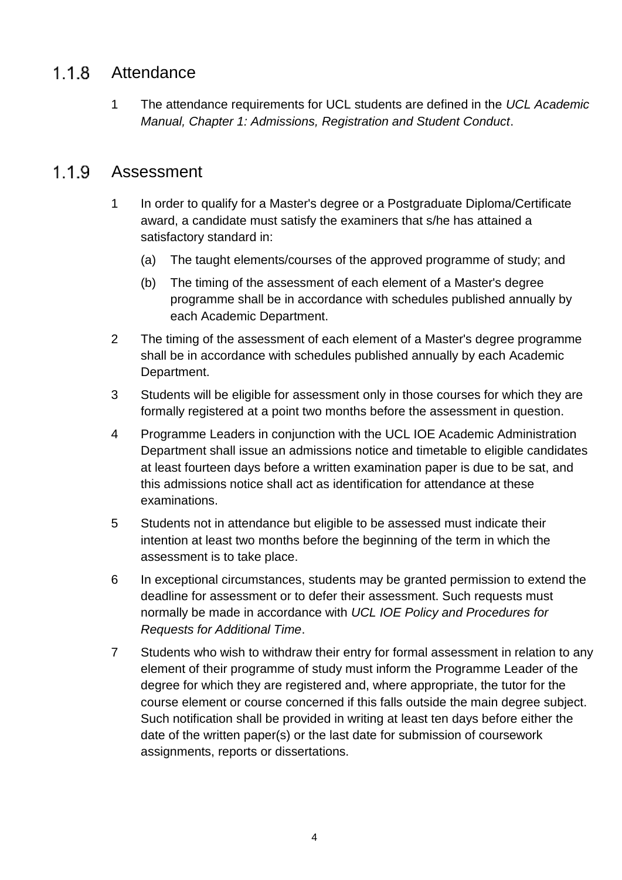### 1.1.8 Attendance

1 The attendance requirements for UCL students are defined in the *UCL Academic Manual, Chapter 1: Admissions, Registration and Student Conduct*.

### 1.1.9 Assessment

1 In order to qualify for a Master's degree or a Postgraduate Diploma/Certificate award, a candidate must satisfy the examiners that s/he has attained a satisfactory standard in:

   (a) The taught elements/courses of the approved programme of study; and

   (b) The timing of the assessment of each element of a Master's degree programme shall be in accordance with schedules published annually by each Academic Department.

2 The timing of the assessment of each element of a Master's degree programme shall be in accordance with schedules published annually by each Academic Department.

3 Students will be eligible for assessment only in those courses for which they are formally registered at a point two months before the assessment in question.

4 Programme Leaders in conjunction with the UCL IOE Academic Administration Department shall issue an admissions notice and timetable to eligible candidates at least fourteen days before a written examination paper is due to be sat, and this admissions notice shall act as identification for attendance at these examinations.

5 Students not in attendance but eligible to be assessed must indicate their intention at least two months before the beginning of the term in which the assessment is to take place.

6 In exceptional circumstances, students may be granted permission to extend the deadline for assessment or to defer their assessment. Such requests must normally be made in accordance with *UCL IOE Policy and Procedures for Requests for Additional Time*.

7 Students who wish to withdraw their entry for formal assessment in relation to any element of their programme of study must inform the Programme Leader of the degree for which they are registered and, where appropriate, the tutor for the course element or course concerned if this falls outside the main degree subject. Such notification shall be provided in writing at least ten days before either the date of the written paper(s) or the last date for submission of coursework assignments, reports or dissertations.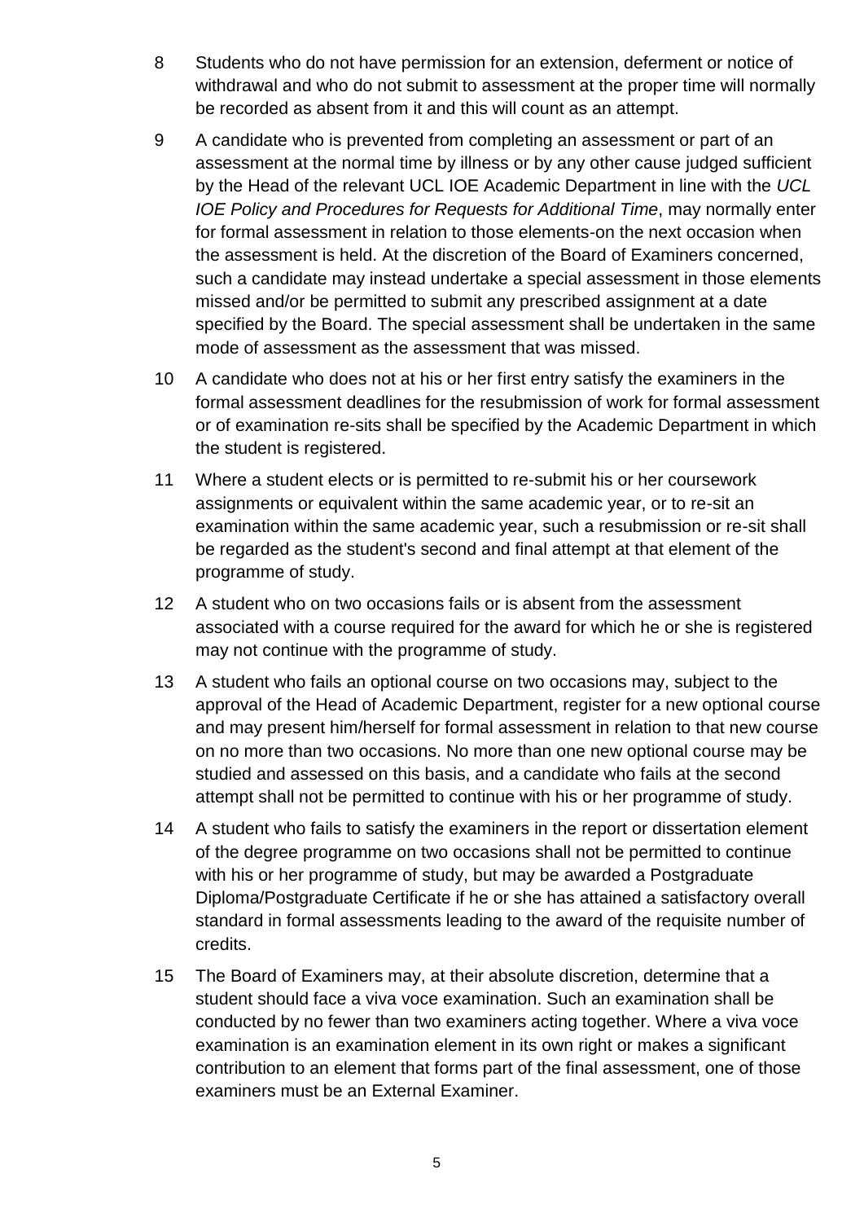8 Students who do not have permission for an extension, deferment or notice of withdrawal and who do not submit to assessment at the proper time will normally be recorded as absent from it and this will count as an attempt.

9 A candidate who is prevented from completing an assessment or part of an assessment at the normal time by illness or by any other cause judged sufficient by the Head of the relevant UCL IOE Academic Department in line with the *UCL IOE Policy and Procedures for Requests for Additional Time*, may normally enter for formal assessment in relation to those elements-on the next occasion when the assessment is held. At the discretion of the Board of Examiners concerned, such a candidate may instead undertake a special assessment in those elements missed and/or be permitted to submit any prescribed assignment at a date specified by the Board. The special assessment shall be undertaken in the same mode of assessment as the assessment that was missed.

10 A candidate who does not at his or her first entry satisfy the examiners in the formal assessment deadlines for the resubmission of work for formal assessment or of examination re-sits shall be specified by the Academic Department in which the student is registered.

11 Where a student elects or is permitted to re-submit his or her coursework assignments or equivalent within the same academic year, or to re-sit an examination within the same academic year, such a resubmission or re-sit shall be regarded as the student's second and final attempt at that element of the programme of study.

12 A student who on two occasions fails or is absent from the assessment associated with a course required for the award for which he or she is registered may not continue with the programme of study.

13 A student who fails an optional course on two occasions may, subject to the approval of the Head of Academic Department, register for a new optional course and may present him/herself for formal assessment in relation to that new course on no more than two occasions. No more than one new optional course may be studied and assessed on this basis, and a candidate who fails at the second attempt shall not be permitted to continue with his or her programme of study.

14 A student who fails to satisfy the examiners in the report or dissertation element of the degree programme on two occasions shall not be permitted to continue with his or her programme of study, but may be awarded a Postgraduate Diploma/Postgraduate Certificate if he or she has attained a satisfactory overall standard in formal assessments leading to the award of the requisite number of credits.

15 The Board of Examiners may, at their absolute discretion, determine that a student should face a viva voce examination. Such an examination shall be conducted by no fewer than two examiners acting together. Where a viva voce examination is an examination element in its own right or makes a significant contribution to an element that forms part of the final assessment, one of those examiners must be an External Examiner.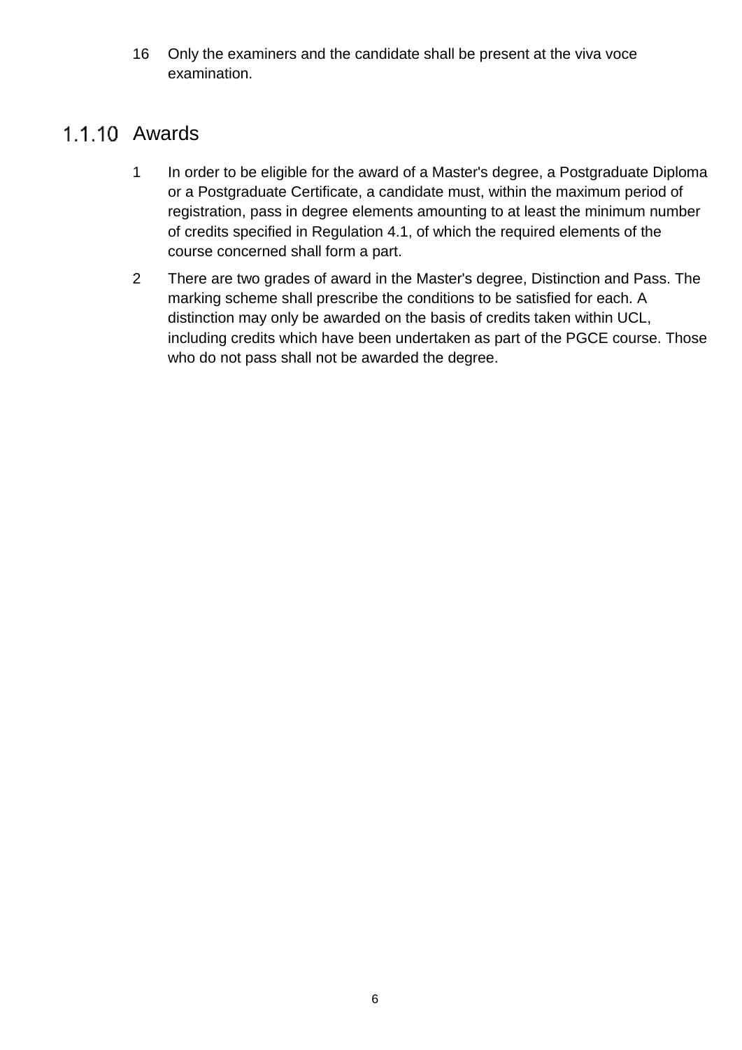16 Only the examiners and the candidate shall be present at the viva voce examination.

### 1.1.10 Awards

1 In order to be eligible for the award of a Master's degree, a Postgraduate Diploma or a Postgraduate Certificate, a candidate must, within the maximum period of registration, pass in degree elements amounting to at least the minimum number of credits specified in Regulation 4.1, of which the required elements of the course concerned shall form a part.

2 There are two grades of award in the Master's degree, Distinction and Pass. The marking scheme shall prescribe the conditions to be satisfied for each. A distinction may only be awarded on the basis of credits taken within UCL, including credits which have been undertaken as part of the PGCE course. Those who do not pass shall not be awarded the degree.